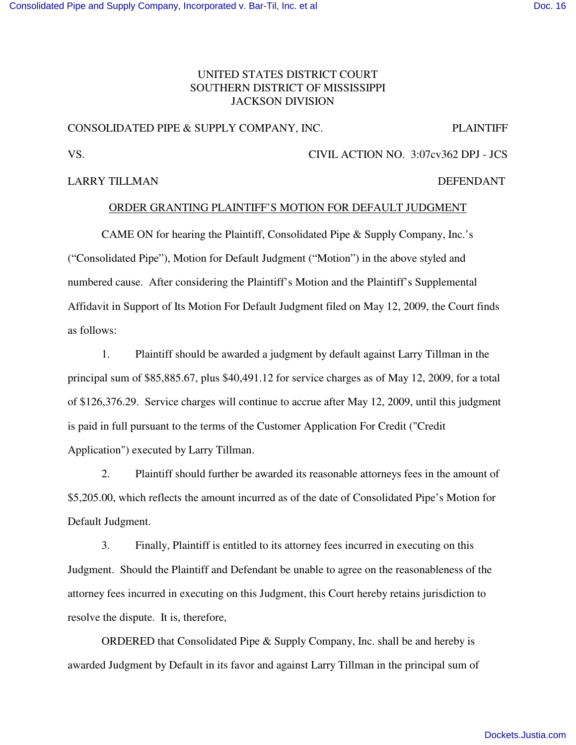UNITED STATES DISTRICT COURT
SOUTHERN DISTRICT OF MISSISSIPPI
JACKSON DIVISION

CONSOLIDATED PIPE & SUPPLY COMPANY, INC. PLAINTIFF

VS. CIVIL ACTION NO. 3:07cv362 DPJ - JCS

LARRY TILLMAN DEFENDANT

## ORDER GRANTING PLAINTIFF'S MOTION FOR DEFAULT JUDGMENT

CAME ON for hearing the Plaintiff, Consolidated Pipe & Supply Company, Inc.'s ("Consolidated Pipe"), Motion for Default Judgment ("Motion") in the above styled and numbered cause. After considering the Plaintiff's Motion and the Plaintiff's Supplemental Affidavit in Support of Its Motion For Default Judgment filed on May 12, 2009, the Court finds as follows:

1. Plaintiff should be awarded a judgment by default against Larry Tillman in the principal sum of $85,885.67, plus $40,491.12 for service charges as of May 12, 2009, for a total of $126,376.29. Service charges will continue to accrue after May 12, 2009, until this judgment is paid in full pursuant to the terms of the Customer Application For Credit ("Credit Application") executed by Larry Tillman.

2. Plaintiff should further be awarded its reasonable attorneys fees in the amount of $5,205.00, which reflects the amount incurred as of the date of Consolidated Pipe's Motion for Default Judgment.

3. Finally, Plaintiff is entitled to its attorney fees incurred in executing on this Judgment. Should the Plaintiff and Defendant be unable to agree on the reasonableness of the attorney fees incurred in executing on this Judgment, this Court hereby retains jurisdiction to resolve the dispute. It is, therefore,

ORDERED that Consolidated Pipe & Supply Company, Inc. shall be and hereby is awarded Judgment by Default in its favor and against Larry Tillman in the principal sum of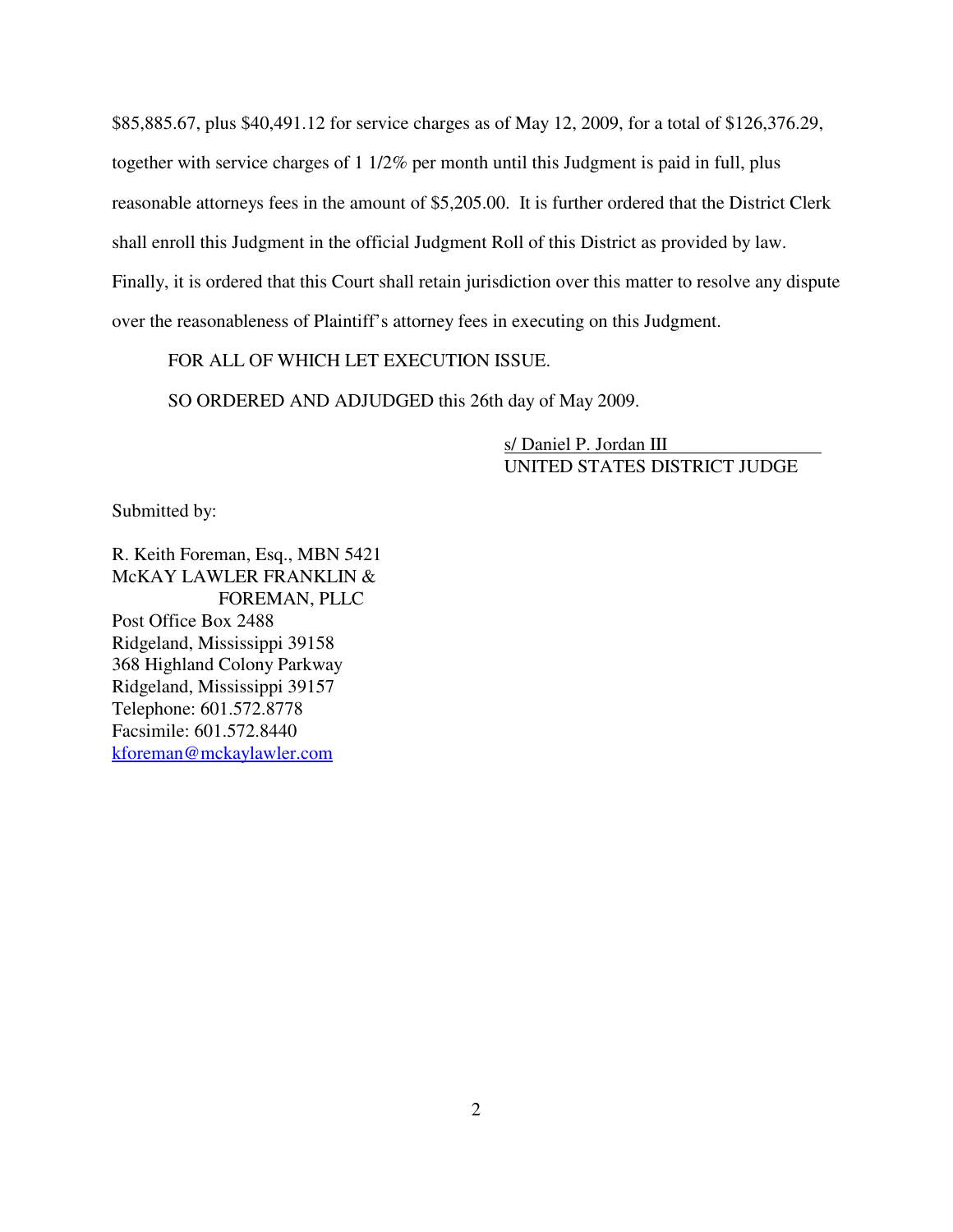$85,885.67, plus $40,491.12 for service charges as of May 12, 2009, for a total of $126,376.29, together with service charges of 1 1/2% per month until this Judgment is paid in full, plus reasonable attorneys fees in the amount of $5,205.00. It is further ordered that the District Clerk shall enroll this Judgment in the official Judgment Roll of this District as provided by law. Finally, it is ordered that this Court shall retain jurisdiction over this matter to resolve any dispute over the reasonableness of Plaintiff's attorney fees in executing on this Judgment.

FOR ALL OF WHICH LET EXECUTION ISSUE.

SO ORDERED AND ADJUDGED this 26th day of May 2009.

s/ Daniel P. Jordan III
UNITED STATES DISTRICT JUDGE

Submitted by:

R. Keith Foreman, Esq., MBN 5421
McKAY LAWLER FRANKLIN &
FOREMAN, PLLC
Post Office Box 2488
Ridgeland, Mississippi 39158
368 Highland Colony Parkway
Ridgeland, Mississippi 39157
Telephone: 601.572.8778
Facsimile: 601.572.8440
kforeman@mckaylawler.com